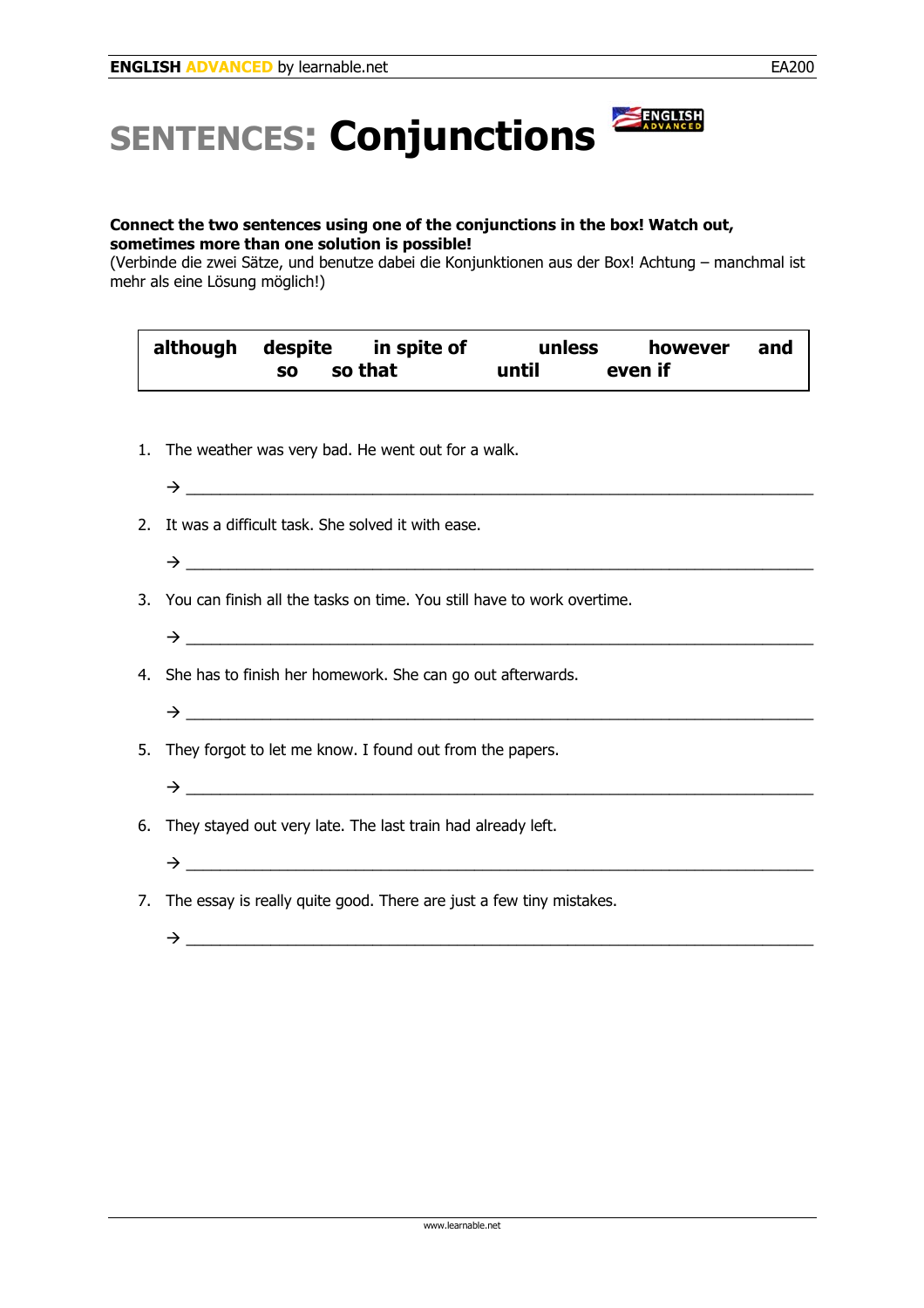# SENTENCES: Conjunctions

**Connect the two sentences using one of the conjunctions in the box! Watch out, sometimes more than one solution is possible!**
(Verbinde die zwei Sätze, und benutze dabei die Konjunktionen aus der Box! Achtung – manchmal ist mehr als eine Lösung möglich!)

| although | despite | in spite of | unless | however | and |
|---|---|---|---|---|---|
| so | so that | until | even if | | |

1. The weather was very bad. He went out for a walk.

   → ____________________________________________________________

2. It was a difficult task. She solved it with ease.

   → ____________________________________________________________

3. You can finish all the tasks on time. You still have to work overtime.

   → ____________________________________________________________

4. She has to finish her homework. She can go out afterwards.

   → ____________________________________________________________

5. They forgot to let me know. I found out from the papers.

   → ____________________________________________________________

6. They stayed out very late. The last train had already left.

   → ____________________________________________________________

7. The essay is really quite good. There are just a few tiny mistakes.

   → ____________________________________________________________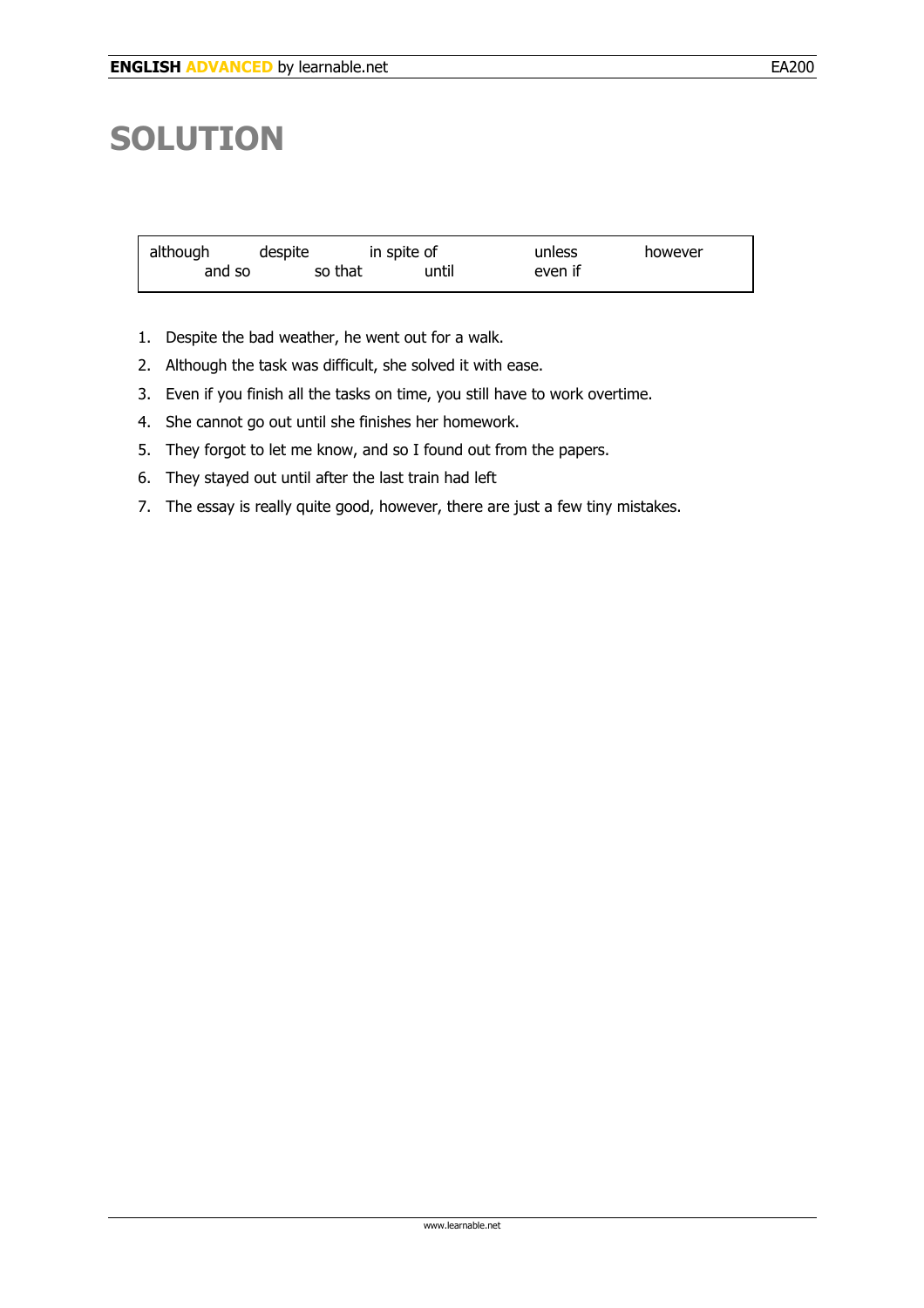# SOLUTION

| | | | | |
|---|---|---|---|---|
| although | despite | in spite of | unless | however |
| and so | so that | until | even if | |

1. Despite the bad weather, he went out for a walk.
2. Although the task was difficult, she solved it with ease.
3. Even if you finish all the tasks on time, you still have to work overtime.
4. She cannot go out until she finishes her homework.
5. They forgot to let me know, and so I found out from the papers.
6. They stayed out until after the last train had left
7. The essay is really quite good, however, there are just a few tiny mistakes.